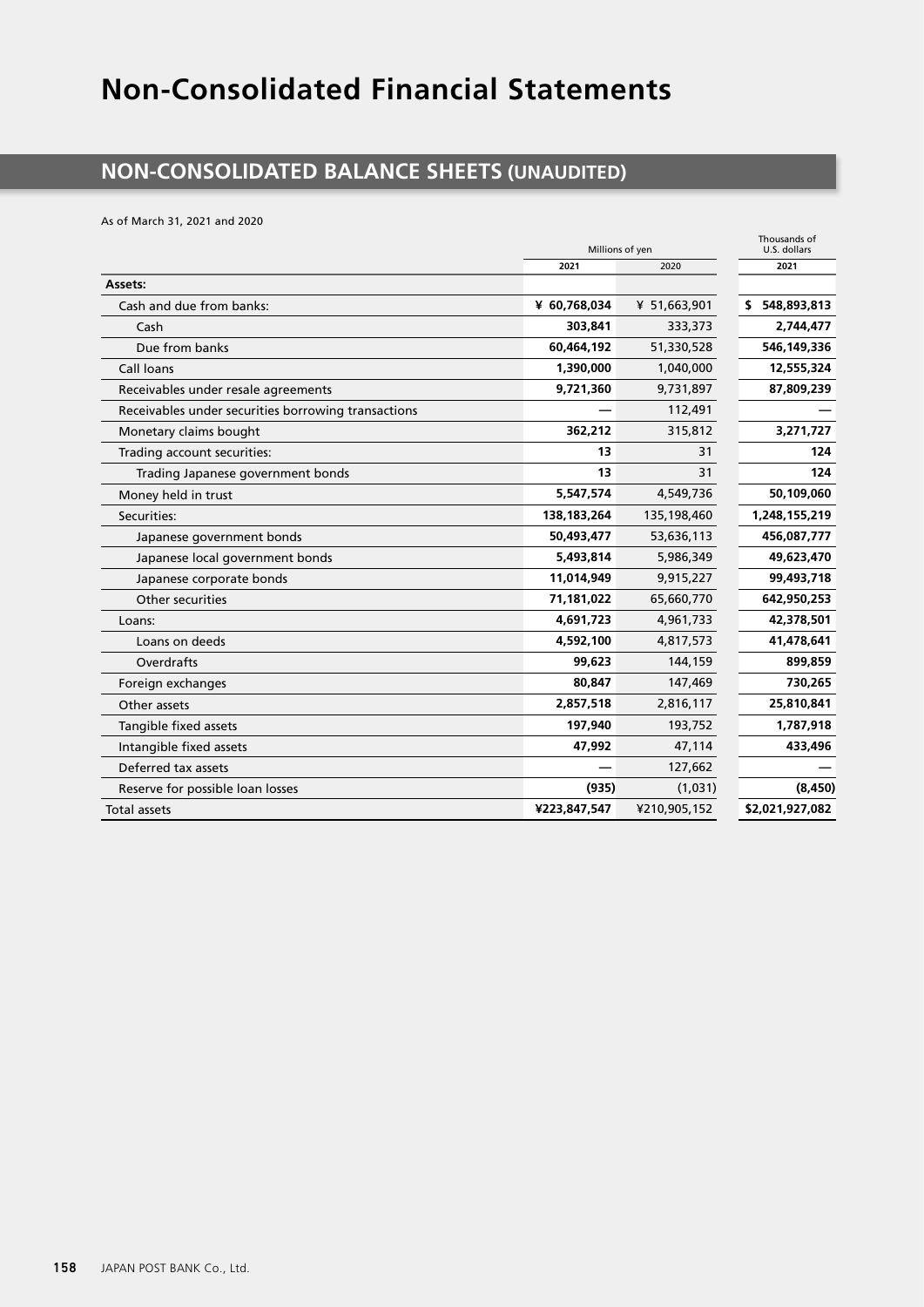# Non-Consolidated Financial Statements

## NON-CONSOLIDATED BALANCE SHEETS (UNAUDITED)

As of March 31, 2021 and 2020

| | Millions of yen | | Thousands of U.S. dollars |
|---|---|---|---|
| | **2021** | 2020 | **2021** |
| **Assets:** | | | |
| Cash and due from banks: | **¥ 60,768,034** | ¥ 51,663,901 | **$ 548,893,813** |
| Cash | **303,841** | 333,373 | **2,744,477** |
| Due from banks | **60,464,192** | 51,330,528 | **546,149,336** |
| Call loans | **1,390,000** | 1,040,000 | **12,555,324** |
| Receivables under resale agreements | **9,721,360** | 9,731,897 | **87,809,239** |
| Receivables under securities borrowing transactions | **—** | 112,491 | **—** |
| Monetary claims bought | **362,212** | 315,812 | **3,271,727** |
| Trading account securities: | **13** | 31 | **124** |
| Trading Japanese government bonds | **13** | 31 | **124** |
| Money held in trust | **5,547,574** | 4,549,736 | **50,109,060** |
| Securities: | **138,183,264** | 135,198,460 | **1,248,155,219** |
| Japanese government bonds | **50,493,477** | 53,636,113 | **456,087,777** |
| Japanese local government bonds | **5,493,814** | 5,986,349 | **49,623,470** |
| Japanese corporate bonds | **11,014,949** | 9,915,227 | **99,493,718** |
| Other securities | **71,181,022** | 65,660,770 | **642,950,253** |
| Loans: | **4,691,723** | 4,961,733 | **42,378,501** |
| Loans on deeds | **4,592,100** | 4,817,573 | **41,478,641** |
| Overdrafts | **99,623** | 144,159 | **899,859** |
| Foreign exchanges | **80,847** | 147,469 | **730,265** |
| Other assets | **2,857,518** | 2,816,117 | **25,810,841** |
| Tangible fixed assets | **197,940** | 193,752 | **1,787,918** |
| Intangible fixed assets | **47,992** | 47,114 | **433,496** |
| Deferred tax assets | **—** | 127,662 | **—** |
| Reserve for possible loan losses | **(935)** | (1,031) | **(8,450)** |
| Total assets | **¥223,847,547** | ¥210,905,152 | **$2,021,927,082** |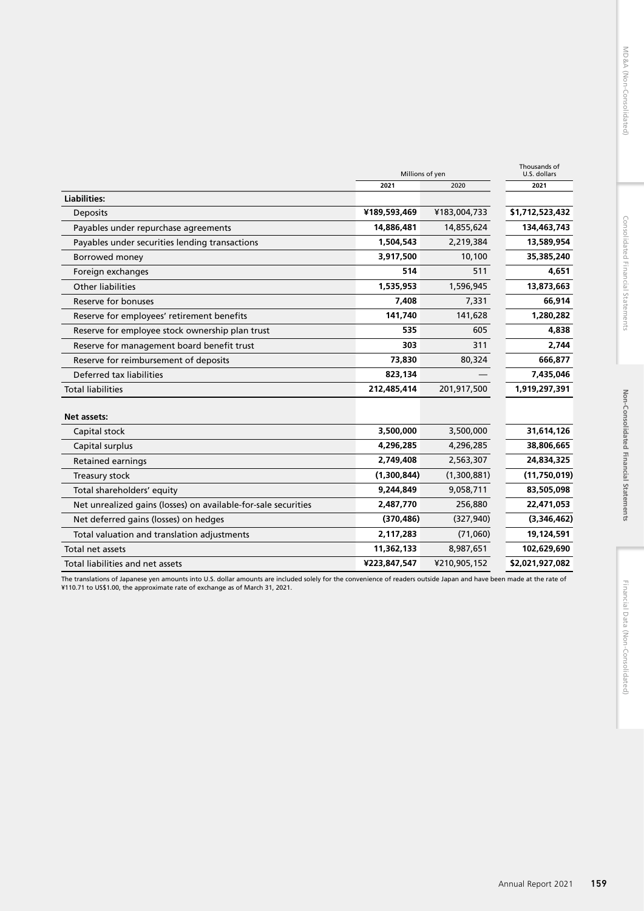| | Millions of yen | | Thousands of U.S. dollars |
|---|---|---|---|
| | 2021 | 2020 | 2021 |
| **Liabilities:** | | | |
| Deposits | ¥189,593,469 | ¥183,004,733 | $1,712,523,432 |
| Payables under repurchase agreements | 14,886,481 | 14,855,624 | 134,463,743 |
| Payables under securities lending transactions | 1,504,543 | 2,219,384 | 13,589,954 |
| Borrowed money | 3,917,500 | 10,100 | 35,385,240 |
| Foreign exchanges | 514 | 511 | 4,651 |
| Other liabilities | 1,535,953 | 1,596,945 | 13,873,663 |
| Reserve for bonuses | 7,408 | 7,331 | 66,914 |
| Reserve for employees' retirement benefits | 141,740 | 141,628 | 1,280,282 |
| Reserve for employee stock ownership plan trust | 535 | 605 | 4,838 |
| Reserve for management board benefit trust | 303 | 311 | 2,744 |
| Reserve for reimbursement of deposits | 73,830 | 80,324 | 666,877 |
| Deferred tax liabilities | 823,134 | — | 7,435,046 |
| Total liabilities | 212,485,414 | 201,917,500 | 1,919,297,391 |
| **Net assets:** | | | |
| Capital stock | 3,500,000 | 3,500,000 | 31,614,126 |
| Capital surplus | 4,296,285 | 4,296,285 | 38,806,665 |
| Retained earnings | 2,749,408 | 2,563,307 | 24,834,325 |
| Treasury stock | (1,300,844) | (1,300,881) | (11,750,019) |
| Total shareholders' equity | 9,244,849 | 9,058,711 | 83,505,098 |
| Net unrealized gains (losses) on available-for-sale securities | 2,487,770 | 256,880 | 22,471,053 |
| Net deferred gains (losses) on hedges | (370,486) | (327,940) | (3,346,462) |
| Total valuation and translation adjustments | 2,117,283 | (71,060) | 19,124,591 |
| Total net assets | 11,362,133 | 8,987,651 | 102,629,690 |
| Total liabilities and net assets | ¥223,847,547 | ¥210,905,152 | $2,021,927,082 |

The translations of Japanese yen amounts into U.S. dollar amounts are included solely for the convenience of readers outside Japan and have been made at the rate of ¥110.71 to US$1.00, the approximate rate of exchange as of March 31, 2021.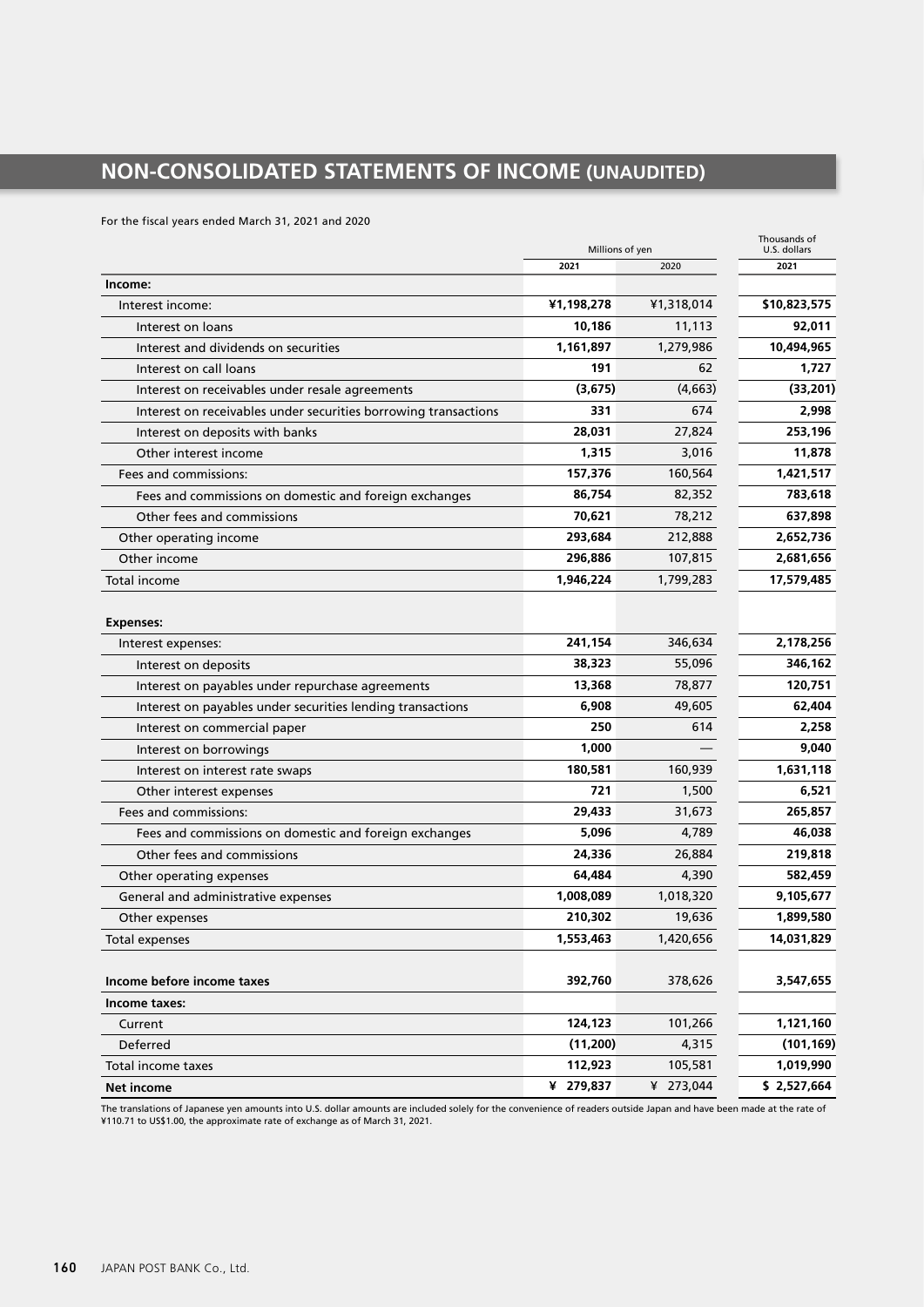# NON-CONSOLIDATED STATEMENTS OF INCOME (UNAUDITED)

For the fiscal years ended March 31, 2021 and 2020

| | Millions of yen | | Thousands of U.S. dollars |
|---|---|---|---|
| | 2021 | 2020 | 2021 |
| **Income:** | | | |
| Interest income: | **¥1,198,278** | ¥1,318,014 | **$10,823,575** |
| Interest on loans | **10,186** | 11,113 | **92,011** |
| Interest and dividends on securities | **1,161,897** | 1,279,986 | **10,494,965** |
| Interest on call loans | **191** | 62 | **1,727** |
| Interest on receivables under resale agreements | **(3,675)** | (4,663) | **(33,201)** |
| Interest on receivables under securities borrowing transactions | **331** | 674 | **2,998** |
| Interest on deposits with banks | **28,031** | 27,824 | **253,196** |
| Other interest income | **1,315** | 3,016 | **11,878** |
| Fees and commissions: | **157,376** | 160,564 | **1,421,517** |
| Fees and commissions on domestic and foreign exchanges | **86,754** | 82,352 | **783,618** |
| Other fees and commissions | **70,621** | 78,212 | **637,898** |
| Other operating income | **293,684** | 212,888 | **2,652,736** |
| Other income | **296,886** | 107,815 | **2,681,656** |
| Total income | **1,946,224** | 1,799,283 | **17,579,485** |
| **Expenses:** | | | |
| Interest expenses: | **241,154** | 346,634 | **2,178,256** |
| Interest on deposits | **38,323** | 55,096 | **346,162** |
| Interest on payables under repurchase agreements | **13,368** | 78,877 | **120,751** |
| Interest on payables under securities lending transactions | **6,908** | 49,605 | **62,404** |
| Interest on commercial paper | **250** | 614 | **2,258** |
| Interest on borrowings | **1,000** | — | **9,040** |
| Interest on interest rate swaps | **180,581** | 160,939 | **1,631,118** |
| Other interest expenses | **721** | 1,500 | **6,521** |
| Fees and commissions: | **29,433** | 31,673 | **265,857** |
| Fees and commissions on domestic and foreign exchanges | **5,096** | 4,789 | **46,038** |
| Other fees and commissions | **24,336** | 26,884 | **219,818** |
| Other operating expenses | **64,484** | 4,390 | **582,459** |
| General and administrative expenses | **1,008,089** | 1,018,320 | **9,105,677** |
| Other expenses | **210,302** | 19,636 | **1,899,580** |
| Total expenses | **1,553,463** | 1,420,656 | **14,031,829** |
| **Income before income taxes** | **392,760** | 378,626 | **3,547,655** |
| **Income taxes:** | | | |
| Current | **124,123** | 101,266 | **1,121,160** |
| Deferred | **(11,200)** | 4,315 | **(101,169)** |
| Total income taxes | **112,923** | 105,581 | **1,019,990** |
| **Net income** | **¥ 279,837** | ¥ 273,044 | **$ 2,527,664** |

The translations of Japanese yen amounts into U.S. dollar amounts are included solely for the convenience of readers outside Japan and have been made at the rate of ¥110.71 to US$1.00, the approximate rate of exchange as of March 31, 2021.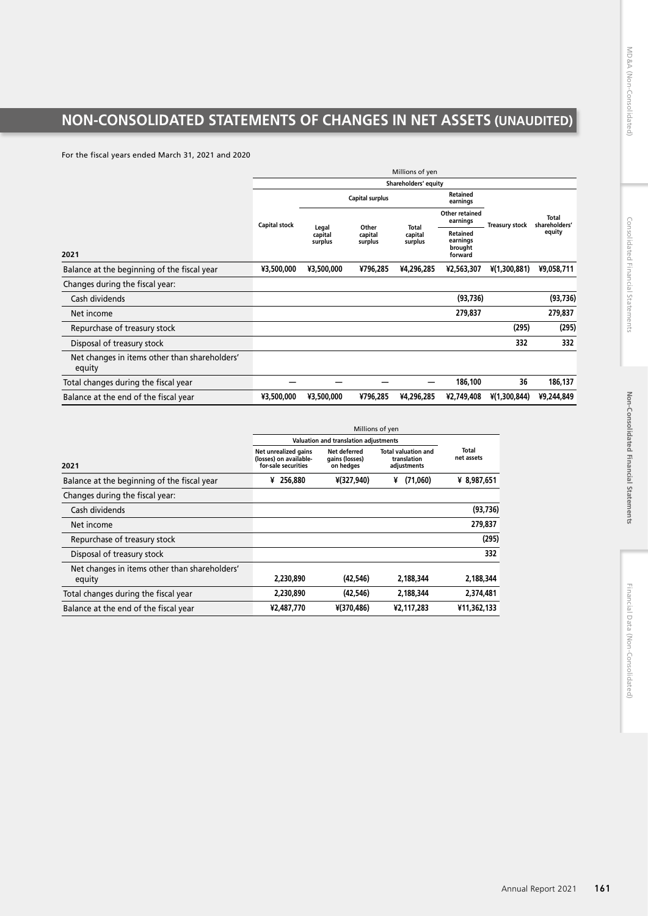# NON-CONSOLIDATED STATEMENTS OF CHANGES IN NET ASSETS (UNAUDITED)

For the fiscal years ended March 31, 2021 and 2020

| | Millions of yen | | | | | | |
|---|---|---|---|---|---|---|---|
| | Shareholders' equity | | | | | | |
| | | Capital surplus | | | Retained earnings | | |
| | | | | | Other retained earnings | | |
| 2021 | Capital stock | Legal capital surplus | Other capital surplus | Total capital surplus | Retained earnings brought forward | Treasury stock | Total shareholders' equity |
| Balance at the beginning of the fiscal year | ¥3,500,000 | ¥3,500,000 | ¥796,285 | ¥4,296,285 | ¥2,563,307 | ¥(1,300,881) | ¥9,058,711 |
| Changes during the fiscal year: | | | | | | | |
| Cash dividends | | | | | (93,736) | | (93,736) |
| Net income | | | | | 279,837 | | 279,837 |
| Repurchase of treasury stock | | | | | | (295) | (295) |
| Disposal of treasury stock | | | | | | 332 | 332 |
| Net changes in items other than shareholders' equity | | | | | | | |
| Total changes during the fiscal year | — | — | — | — | 186,100 | 36 | 186,137 |
| Balance at the end of the fiscal year | ¥3,500,000 | ¥3,500,000 | ¥796,285 | ¥4,296,285 | ¥2,749,408 | ¥(1,300,844) | ¥9,244,849 |

| | Millions of yen | | | |
|---|---|---|---|---|
| | Valuation and translation adjustments | | | |
| 2021 | Net unrealized gains (losses) on available-for-sale securities | Net deferred gains (losses) on hedges | Total valuation and translation adjustments | Total net assets |
| Balance at the beginning of the fiscal year | ¥ 256,880 | ¥(327,940) | ¥ (71,060) | ¥ 8,987,651 |
| Changes during the fiscal year: | | | | |
| Cash dividends | | | | (93,736) |
| Net income | | | | 279,837 |
| Repurchase of treasury stock | | | | (295) |
| Disposal of treasury stock | | | | 332 |
| Net changes in items other than shareholders' equity | 2,230,890 | (42,546) | 2,188,344 | 2,188,344 |
| Total changes during the fiscal year | 2,230,890 | (42,546) | 2,188,344 | 2,374,481 |
| Balance at the end of the fiscal year | ¥2,487,770 | ¥(370,486) | ¥2,117,283 | ¥11,362,133 |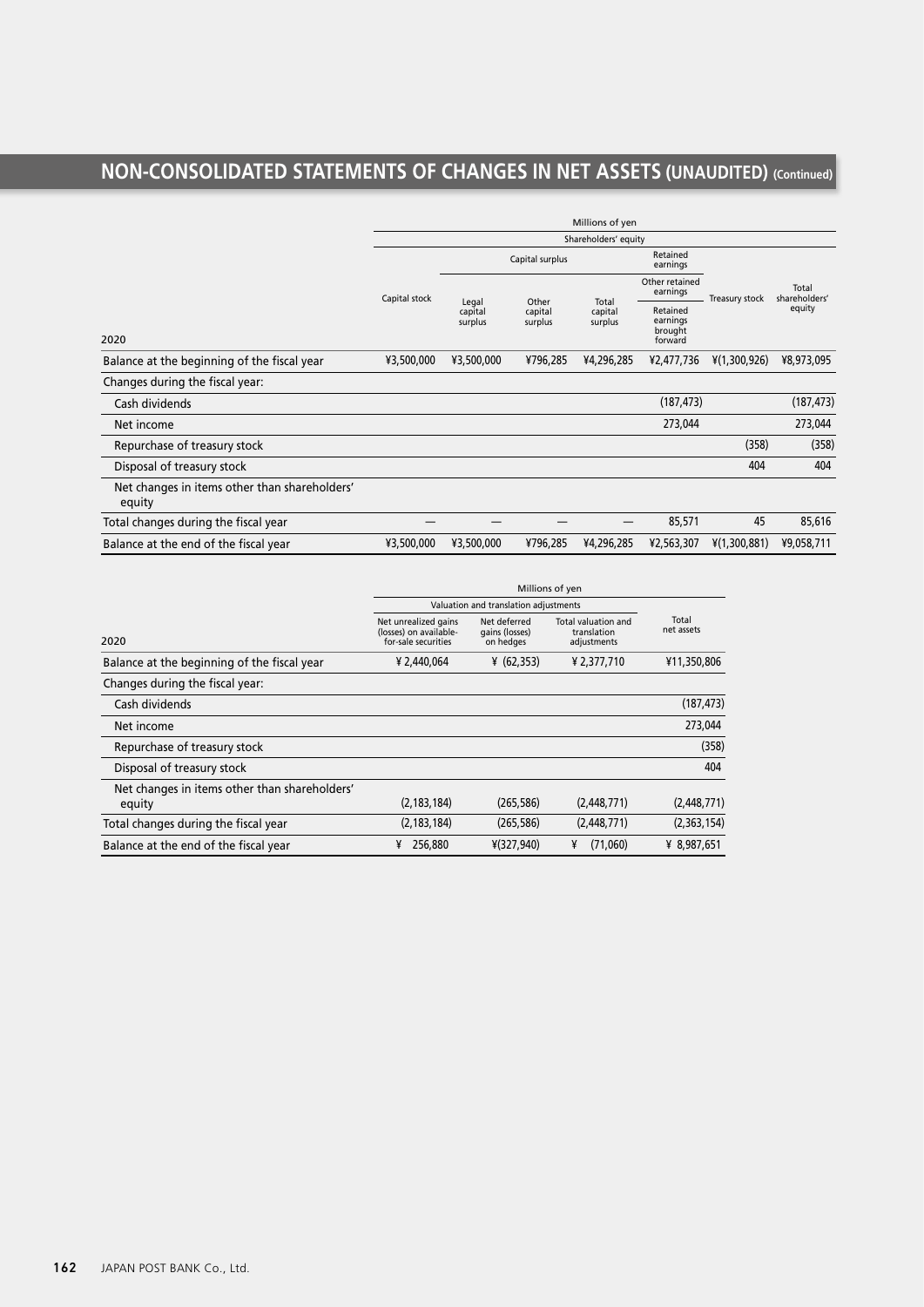# NON-CONSOLIDATED STATEMENTS OF CHANGES IN NET ASSETS (UNAUDITED) (Continued)

| | Millions of yen | | | | | | |
|---|---|---|---|---|---|---|---|
| | Shareholders' equity | | | | | | |
| | | Capital surplus | | | Retained earnings | | |
| | | | | | Other retained earnings | | |
| 2020 | Capital stock | Legal capital surplus | Other capital surplus | Total capital surplus | Retained earnings brought forward | Treasury stock | Total shareholders' equity |
| Balance at the beginning of the fiscal year | ¥3,500,000 | ¥3,500,000 | ¥796,285 | ¥4,296,285 | ¥2,477,736 | ¥(1,300,926) | ¥8,973,095 |
| Changes during the fiscal year: | | | | | | | |
| Cash dividends | | | | | (187,473) | | (187,473) |
| Net income | | | | | 273,044 | | 273,044 |
| Repurchase of treasury stock | | | | | | (358) | (358) |
| Disposal of treasury stock | | | | | | 404 | 404 |
| Net changes in items other than shareholders' equity | | | | | | | |
| Total changes during the fiscal year | — | — | — | — | 85,571 | 45 | 85,616 |
| Balance at the end of the fiscal year | ¥3,500,000 | ¥3,500,000 | ¥796,285 | ¥4,296,285 | ¥2,563,307 | ¥(1,300,881) | ¥9,058,711 |

| | Millions of yen | | | |
|---|---|---|---|---|
| | Valuation and translation adjustments | | | |
| 2020 | Net unrealized gains (losses) on available-for-sale securities | Net deferred gains (losses) on hedges | Total valuation and translation adjustments | Total net assets |
| Balance at the beginning of the fiscal year | ¥ 2,440,064 | ¥ (62,353) | ¥ 2,377,710 | ¥11,350,806 |
| Changes during the fiscal year: | | | | |
| Cash dividends | | | | (187,473) |
| Net income | | | | 273,044 |
| Repurchase of treasury stock | | | | (358) |
| Disposal of treasury stock | | | | 404 |
| Net changes in items other than shareholders' equity | (2,183,184) | (265,586) | (2,448,771) | (2,448,771) |
| Total changes during the fiscal year | (2,183,184) | (265,586) | (2,448,771) | (2,363,154) |
| Balance at the end of the fiscal year | ¥ 256,880 | ¥(327,940) | ¥ (71,060) | ¥ 8,987,651 |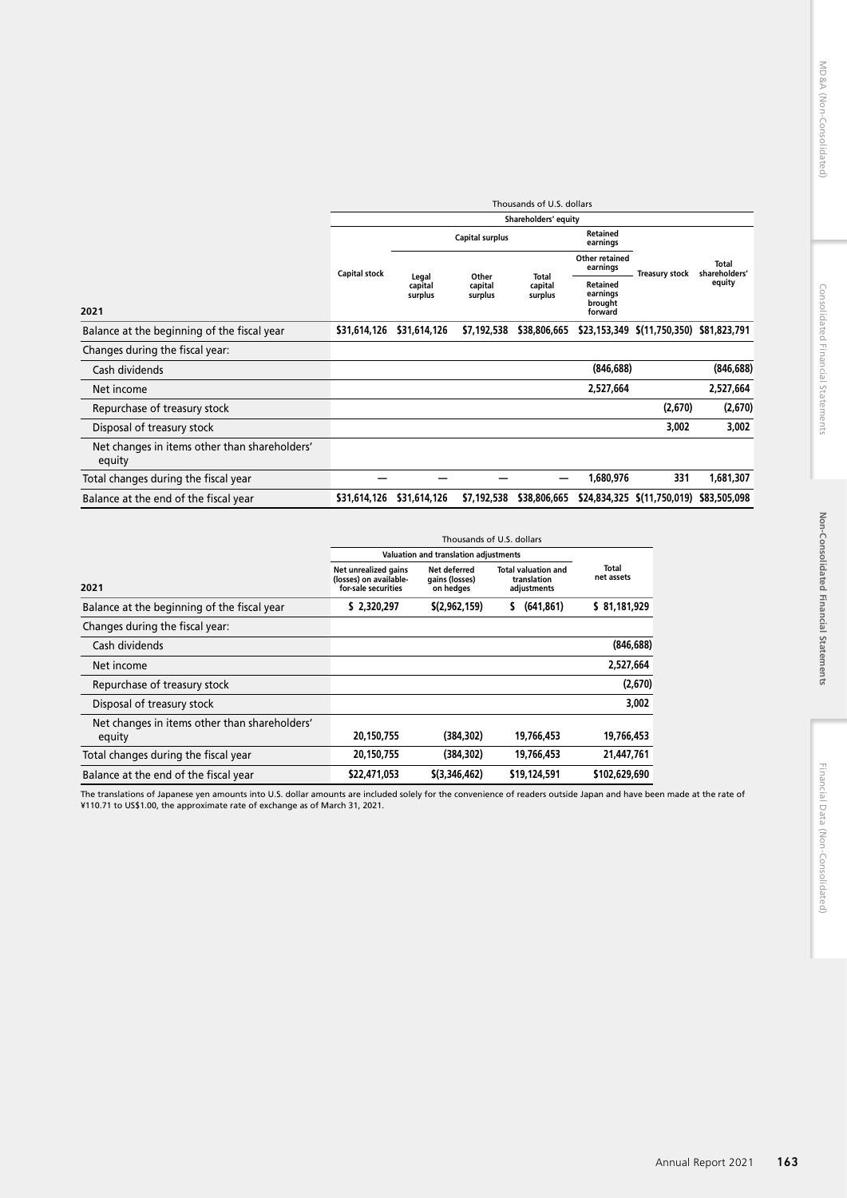| 2021 | Capital stock | Capital surplus | | | Retained earnings | Treasury stock | Total shareholders' equity |
|---|---|---|---|---|---|---|---|
| | | Legal capital surplus | Other capital surplus | Total capital surplus | Other retained earnings: Retained earnings brought forward | | |
| | Thousands of U.S. dollars | | | | | | |
| | Shareholders' equity | | | | | | |
| Balance at the beginning of the fiscal year | $31,614,126 | $31,614,126 | $7,192,538 | $38,806,665 | $23,153,349 | $(11,750,350) | $81,823,791 |
| Changes during the fiscal year: | | | | | | | |
| Cash dividends | | | | | (846,688) | | (846,688) |
| Net income | | | | | 2,527,664 | | 2,527,664 |
| Repurchase of treasury stock | | | | | | (2,670) | (2,670) |
| Disposal of treasury stock | | | | | | 3,002 | 3,002 |
| Net changes in items other than shareholders' equity | | | | | | | |
| Total changes during the fiscal year | — | — | — | — | 1,680,976 | 331 | 1,681,307 |
| Balance at the end of the fiscal year | $31,614,126 | $31,614,126 | $7,192,538 | $38,806,665 | $24,834,325 | $(11,750,019) | $83,505,098 |

| 2021 | Valuation and translation adjustments | | | Total net assets |
|---|---|---|---|---|
| | Net unrealized gains (losses) on available-for-sale securities | Net deferred gains (losses) on hedges | Total valuation and translation adjustments | |
| | Thousands of U.S. dollars | | | |
| Balance at the beginning of the fiscal year | $ 2,320,297 | $(2,962,159) | $ (641,861) | $ 81,181,929 |
| Changes during the fiscal year: | | | | |
| Cash dividends | | | | (846,688) |
| Net income | | | | 2,527,664 |
| Repurchase of treasury stock | | | | (2,670) |
| Disposal of treasury stock | | | | 3,002 |
| Net changes in items other than shareholders' equity | 20,150,755 | (384,302) | 19,766,453 | 19,766,453 |
| Total changes during the fiscal year | 20,150,755 | (384,302) | 19,766,453 | 21,447,761 |
| Balance at the end of the fiscal year | $22,471,053 | $(3,346,462) | $19,124,591 | $102,629,690 |

The translations of Japanese yen amounts into U.S. dollar amounts are included solely for the convenience of readers outside Japan and have been made at the rate of ¥110.71 to US$1.00, the approximate rate of exchange as of March 31, 2021.